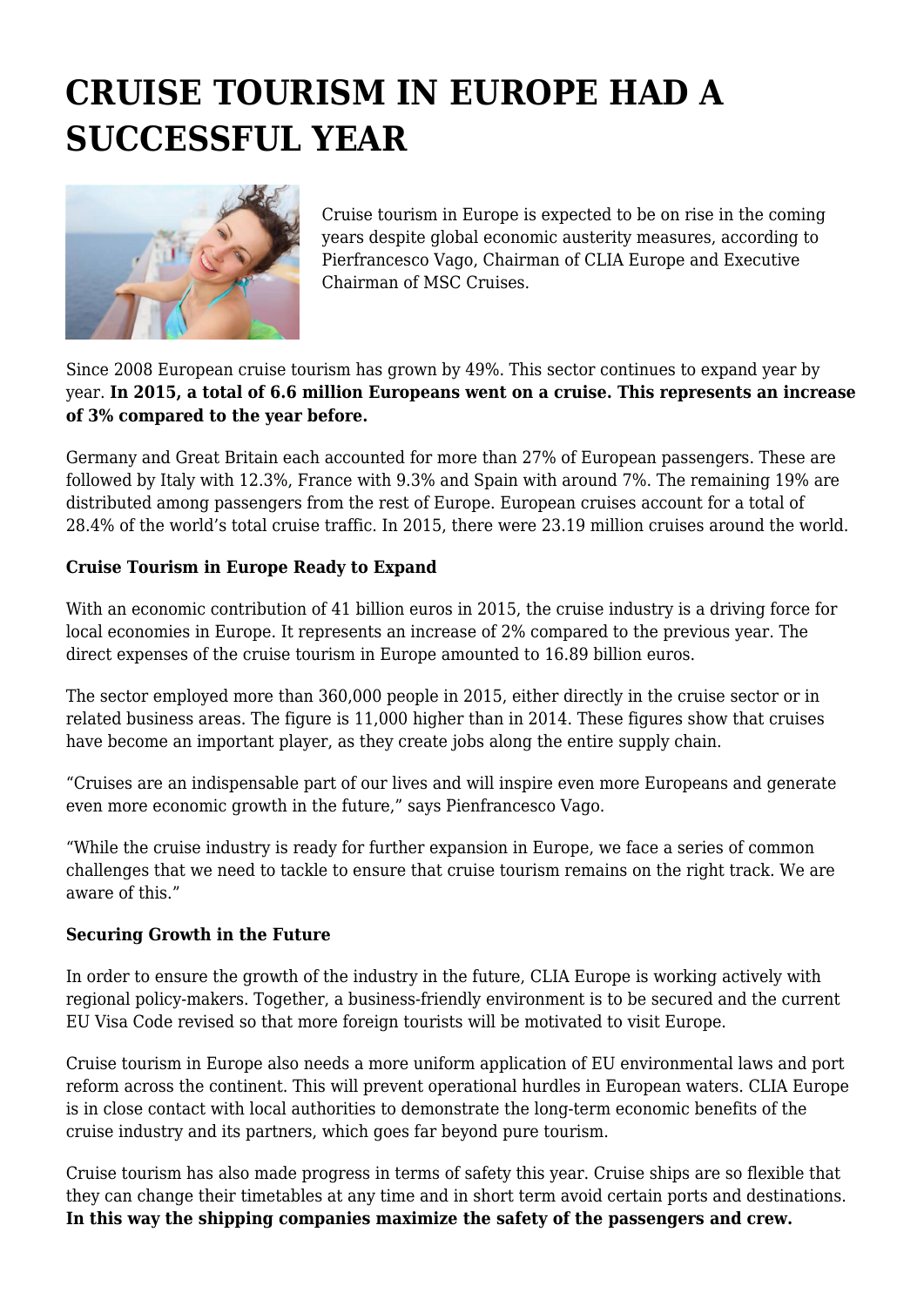# CRUISE TOURISM IN EUROPE HAD A SUCCESSFUL YEAR

Cruise tourism in Europe is expected to be on rise in the coming years despite global economic austerity measures, according to Pierfrancesco Vago, Chairman of CLIA Europe and Executive Chairman of MSC Cruises.

Since 2008 European cruise tourism has grown by 49%. This sector continues to expand year by year. **In 2015, a total of 6.6 million Europeans went on a cruise. This represents an increase of 3% compared to the year before.**

Germany and Great Britain each accounted for more than 27% of European passengers. These are followed by Italy with 12.3%, France with 9.3% and Spain with around 7%. The remaining 19% are distributed among passengers from the rest of Europe. European cruises account for a total of 28.4% of the world's total cruise traffic. In 2015, there were 23.19 million cruises around the world.

**Cruise Tourism in Europe Ready to Expand**

With an economic contribution of 41 billion euros in 2015, the cruise industry is a driving force for local economies in Europe. It represents an increase of 2% compared to the previous year. The direct expenses of the cruise tourism in Europe amounted to 16.89 billion euros.

The sector employed more than 360,000 people in 2015, either directly in the cruise sector or in related business areas. The figure is 11,000 higher than in 2014. These figures show that cruises have become an important player, as they create jobs along the entire supply chain.

"Cruises are an indispensable part of our lives and will inspire even more Europeans and generate even more economic growth in the future," says Pienfrancesco Vago.

"While the cruise industry is ready for further expansion in Europe, we face a series of common challenges that we need to tackle to ensure that cruise tourism remains on the right track. We are aware of this."

**Securing Growth in the Future**

In order to ensure the growth of the industry in the future, CLIA Europe is working actively with regional policy-makers. Together, a business-friendly environment is to be secured and the current EU Visa Code revised so that more foreign tourists will be motivated to visit Europe.

Cruise tourism in Europe also needs a more uniform application of EU environmental laws and port reform across the continent. This will prevent operational hurdles in European waters. CLIA Europe is in close contact with local authorities to demonstrate the long-term economic benefits of the cruise industry and its partners, which goes far beyond pure tourism.

Cruise tourism has also made progress in terms of safety this year. Cruise ships are so flexible that they can change their timetables at any time and in short term avoid certain ports and destinations. **In this way the shipping companies maximize the safety of the passengers and crew.**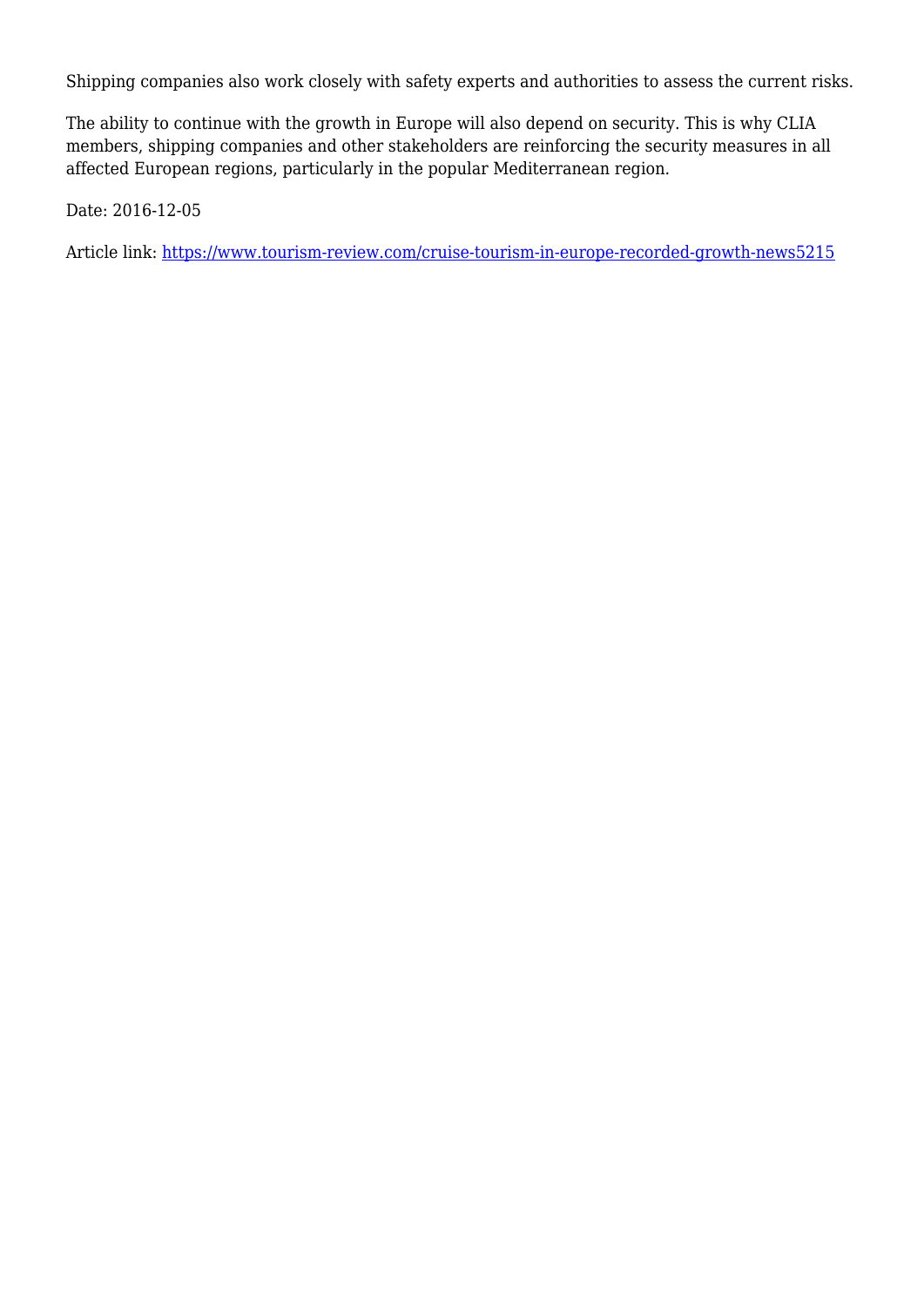Shipping companies also work closely with safety experts and authorities to assess the current risks.

The ability to continue with the growth in Europe will also depend on security. This is why CLIA members, shipping companies and other stakeholders are reinforcing the security measures in all affected European regions, particularly in the popular Mediterranean region.

Date: 2016-12-05

Article link: [https://www.tourism-review.com/cruise-tourism-in-europe-recorded-growth-news5215](https://www.tourism-review.com/cruise-tourism-in-europe-recorded-growth-news5215)